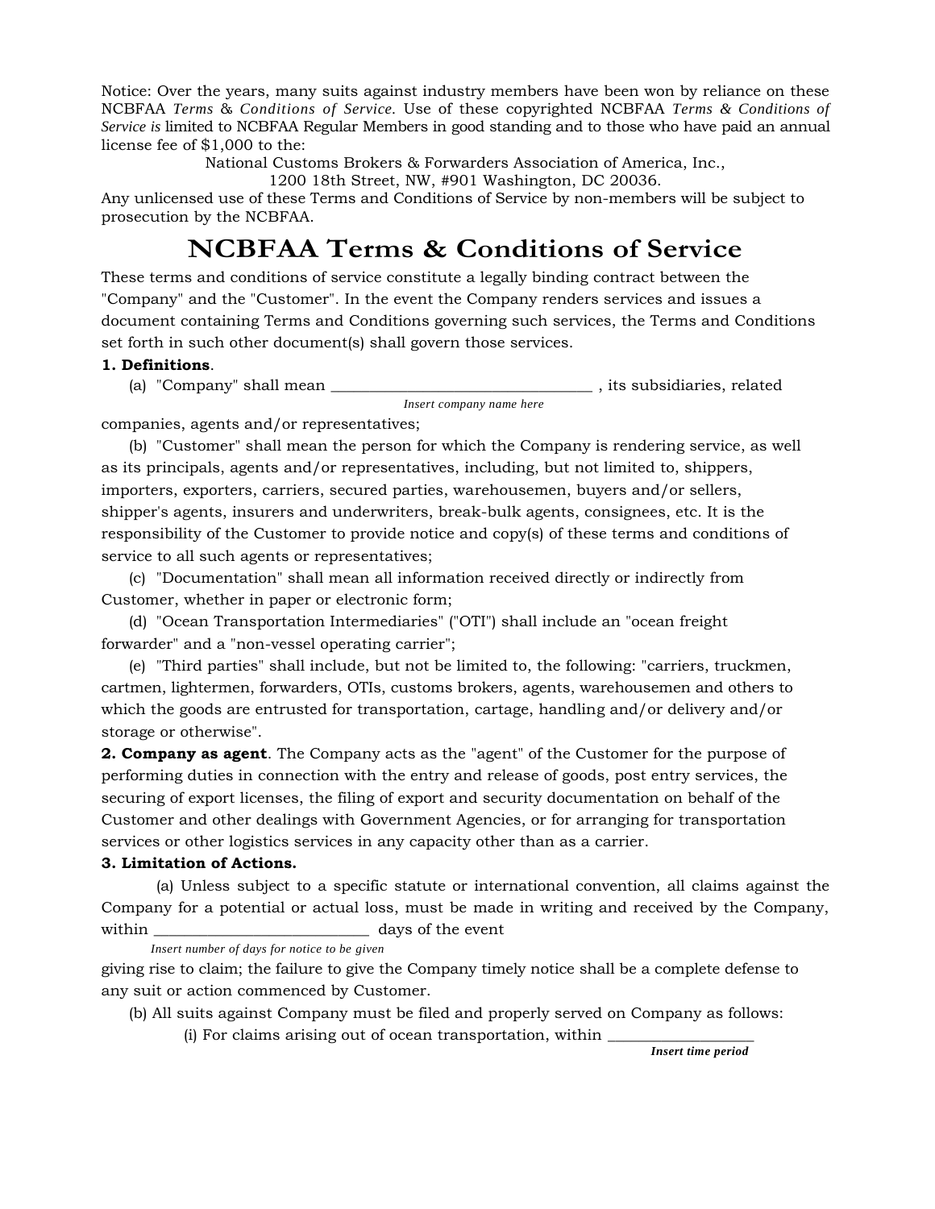Notice: Over the years, many suits against industry members have been won by reliance on these NCBFAA *Terms* & *Conditions of Service*. Use of these copyrighted NCBFAA *Terms & Conditions of Service is* limited to NCBFAA Regular Members in good standing and to those who have paid an annual license fee of $1,000 to the:

National Customs Brokers & Forwarders Association of America, Inc.,
1200 18th Street, NW, #901 Washington, DC 20036.

Any unlicensed use of these Terms and Conditions of Service by non-members will be subject to prosecution by the NCBFAA.

# NCBFAA Terms & Conditions of Service

These terms and conditions of service constitute a legally binding contract between the "Company" and the "Customer". In the event the Company renders services and issues a document containing Terms and Conditions governing such services, the Terms and Conditions set forth in such other document(s) shall govern those services.

**1. Definitions**.

(a) "Company" shall mean ________________________________ , its subsidiaries, related
*Insert company name here*
companies, agents and/or representatives;

(b) "Customer" shall mean the person for which the Company is rendering service, as well as its principals, agents and/or representatives, including, but not limited to, shippers, importers, exporters, carriers, secured parties, warehousemen, buyers and/or sellers, shipper's agents, insurers and underwriters, break-bulk agents, consignees, etc. It is the responsibility of the Customer to provide notice and copy(s) of these terms and conditions of service to all such agents or representatives;

(c) "Documentation" shall mean all information received directly or indirectly from Customer, whether in paper or electronic form;

(d) "Ocean Transportation Intermediaries" ("OTI") shall include an "ocean freight forwarder" and a "non-vessel operating carrier";

(e) "Third parties" shall include, but not be limited to, the following: "carriers, truckmen, cartmen, lightermen, forwarders, OTIs, customs brokers, agents, warehousemen and others to which the goods are entrusted for transportation, cartage, handling and/or delivery and/or storage or otherwise".

**2. Company as agent**. The Company acts as the "agent" of the Customer for the purpose of performing duties in connection with the entry and release of goods, post entry services, the securing of export licenses, the filing of export and security documentation on behalf of the Customer and other dealings with Government Agencies, or for arranging for transportation services or other logistics services in any capacity other than as a carrier.

**3. Limitation of Actions.**

(a) Unless subject to a specific statute or international convention, all claims against the Company for a potential or actual loss, must be made in writing and received by the Company, within __________________________ days of the event
*Insert number of days for notice to be given*
giving rise to claim; the failure to give the Company timely notice shall be a complete defense to any suit or action commenced by Customer.

(b) All suits against Company must be filed and properly served on Company as follows:

(i) For claims arising out of ocean transportation, within __________________
*Insert time period*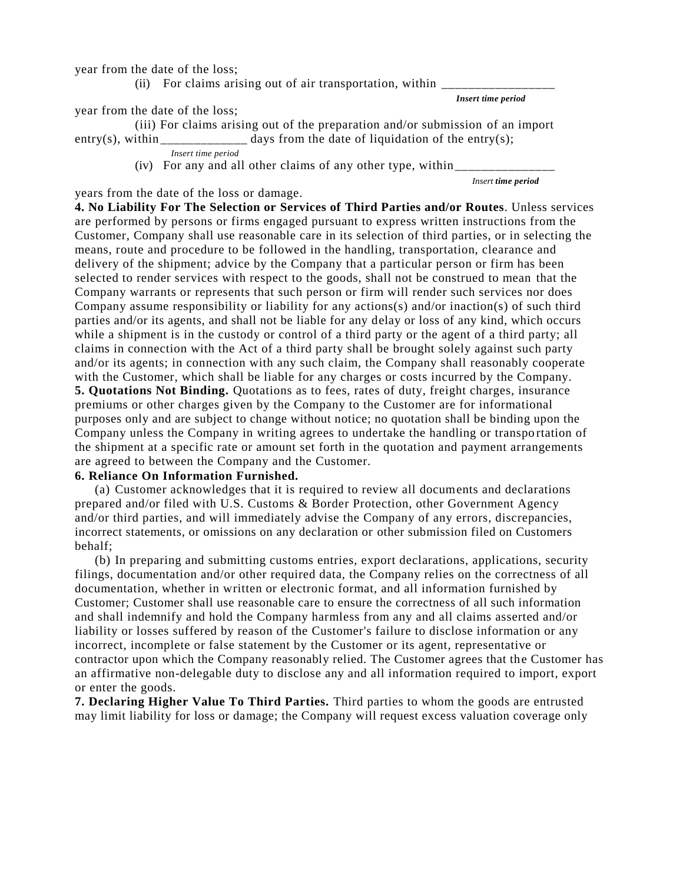year from the date of the loss;

(ii) For claims arising out of air transportation, within _________________ *Insert time period* year from the date of the loss;

(iii) For claims arising out of the preparation and/or submission of an import entry(s), within _____________ *Insert time period* days from the date of liquidation of the entry(s);

(iv) For any and all other claims of any other type, within _______________ *Insert time period* years from the date of the loss or damage.

**4. No Liability For The Selection or Services of Third Parties and/or Routes**. Unless services are performed by persons or firms engaged pursuant to express written instructions from the Customer, Company shall use reasonable care in its selection of third parties, or in selecting the means, route and procedure to be followed in the handling, transportation, clearance and delivery of the shipment; advice by the Company that a particular person or firm has been selected to render services with respect to the goods, shall not be construed to mean that the Company warrants or represents that such person or firm will render such services nor does Company assume responsibility or liability for any actions(s) and/or inaction(s) of such third parties and/or its agents, and shall not be liable for any delay or loss of any kind, which occurs while a shipment is in the custody or control of a third party or the agent of a third party; all claims in connection with the Act of a third party shall be brought solely against such party and/or its agents; in connection with any such claim, the Company shall reasonably cooperate with the Customer, which shall be liable for any charges or costs incurred by the Company.

**5. Quotations Not Binding.** Quotations as to fees, rates of duty, freight charges, insurance premiums or other charges given by the Company to the Customer are for informational purposes only and are subject to change without notice; no quotation shall be binding upon the Company unless the Company in writing agrees to undertake the handling or transportation of the shipment at a specific rate or amount set forth in the quotation and payment arrangements are agreed to between the Company and the Customer.

**6. Reliance On Information Furnished.**

(a) Customer acknowledges that it is required to review all documents and declarations prepared and/or filed with U.S. Customs & Border Protection, other Government Agency and/or third parties, and will immediately advise the Company of any errors, discrepancies, incorrect statements, or omissions on any declaration or other submission filed on Customers behalf;

(b) In preparing and submitting customs entries, export declarations, applications, security filings, documentation and/or other required data, the Company relies on the correctness of all documentation, whether in written or electronic format, and all information furnished by Customer; Customer shall use reasonable care to ensure the correctness of all such information and shall indemnify and hold the Company harmless from any and all claims asserted and/or liability or losses suffered by reason of the Customer's failure to disclose information or any incorrect, incomplete or false statement by the Customer or its agent, representative or contractor upon which the Company reasonably relied. The Customer agrees that the Customer has an affirmative non-delegable duty to disclose any and all information required to import, export or enter the goods.

**7. Declaring Higher Value To Third Parties.** Third parties to whom the goods are entrusted may limit liability for loss or damage; the Company will request excess valuation coverage only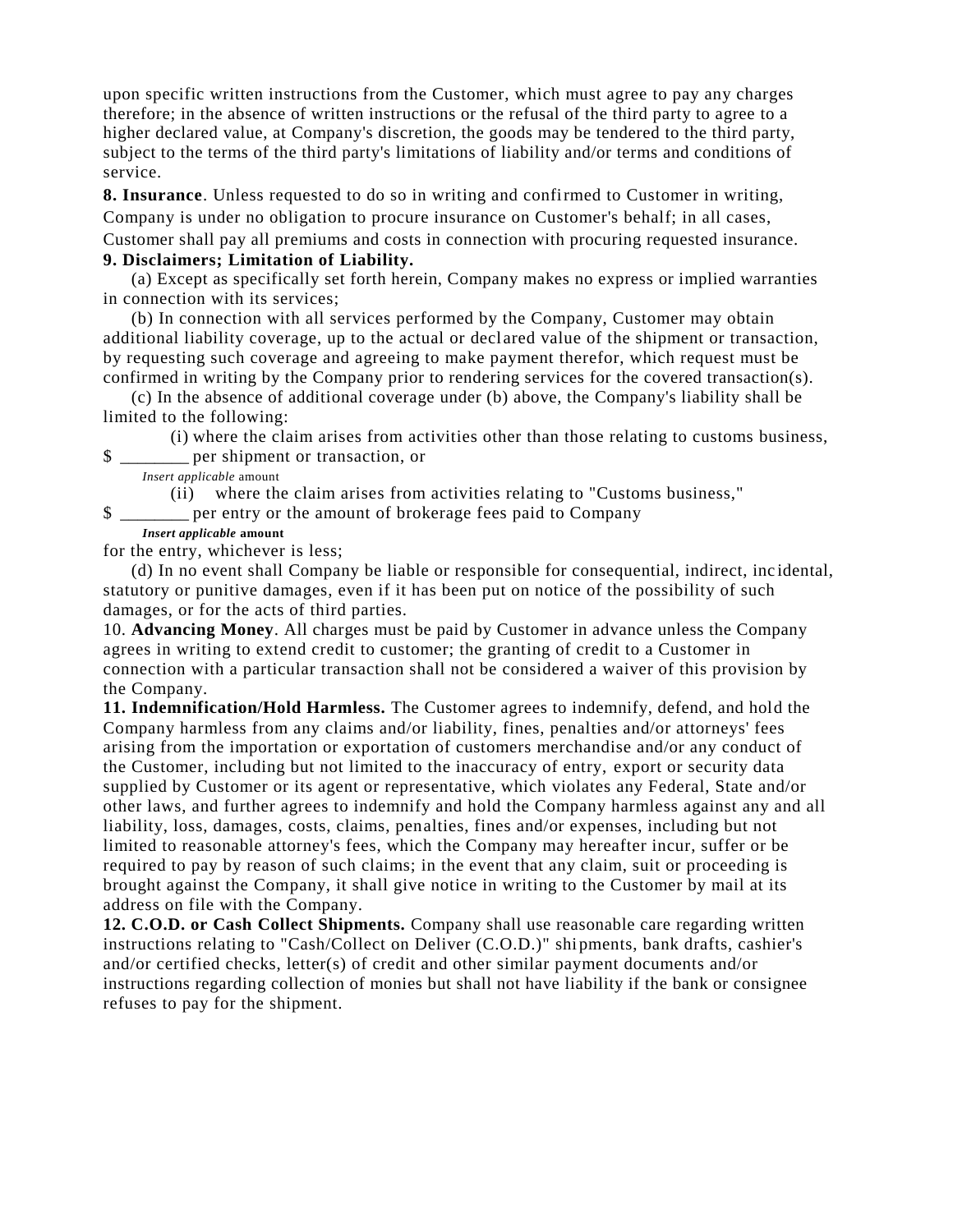upon specific written instructions from the Customer, which must agree to pay any charges therefore; in the absence of written instructions or the refusal of the third party to agree to a higher declared value, at Company's discretion, the goods may be tendered to the third party, subject to the terms of the third party's limitations of liability and/or terms and conditions of service.

**8. Insurance**. Unless requested to do so in writing and confirmed to Customer in writing, Company is under no obligation to procure insurance on Customer's behalf; in all cases, Customer shall pay all premiums and costs in connection with procuring requested insurance.

**9. Disclaimers; Limitation of Liability.**

(a) Except as specifically set forth herein, Company makes no express or implied warranties in connection with its services;

(b) In connection with all services performed by the Company, Customer may obtain additional liability coverage, up to the actual or declared value of the shipment or transaction, by requesting such coverage and agreeing to make payment therefor, which request must be confirmed in writing by the Company prior to rendering services for the covered transaction(s).

(c) In the absence of additional coverage under (b) above, the Company's liability shall be limited to the following:

(i) where the claim arises from activities other than those relating to customs business, $ _______ per shipment or transaction, or

*Insert applicable* amount

(ii) where the claim arises from activities relating to "Customs business," $ _______ per entry or the amount of brokerage fees paid to Company

***Insert applicable* amount**

for the entry, whichever is less;

(d) In no event shall Company be liable or responsible for consequential, indirect, incidental, statutory or punitive damages, even if it has been put on notice of the possibility of such damages, or for the acts of third parties.

10. **Advancing Money**. All charges must be paid by Customer in advance unless the Company agrees in writing to extend credit to customer; the granting of credit to a Customer in connection with a particular transaction shall not be considered a waiver of this provision by the Company.

**11. Indemnification/Hold Harmless.** The Customer agrees to indemnify, defend, and hold the Company harmless from any claims and/or liability, fines, penalties and/or attorneys' fees arising from the importation or exportation of customers merchandise and/or any conduct of the Customer, including but not limited to the inaccuracy of entry, export or security data supplied by Customer or its agent or representative, which violates any Federal, State and/or other laws, and further agrees to indemnify and hold the Company harmless against any and all liability, loss, damages, costs, claims, penalties, fines and/or expenses, including but not limited to reasonable attorney's fees, which the Company may hereafter incur, suffer or be required to pay by reason of such claims; in the event that any claim, suit or proceeding is brought against the Company, it shall give notice in writing to the Customer by mail at its address on file with the Company.

**12. C.O.D. or Cash Collect Shipments.** Company shall use reasonable care regarding written instructions relating to "Cash/Collect on Deliver (C.O.D.)" shipments, bank drafts, cashier's and/or certified checks, letter(s) of credit and other similar payment documents and/or instructions regarding collection of monies but shall not have liability if the bank or consignee refuses to pay for the shipment.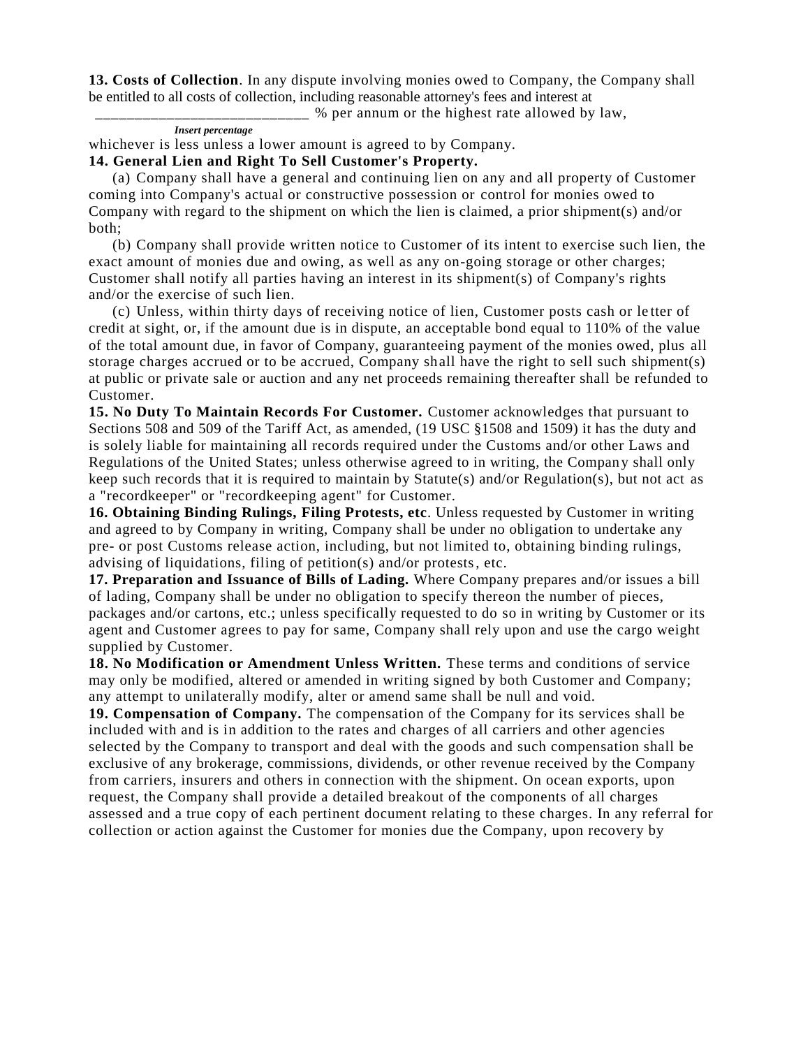**13. Costs of Collection**. In any dispute involving monies owed to Company, the Company shall be entitled to all costs of collection, including reasonable attorney's fees and interest at ___________________________ % per annum or the highest rate allowed by law,

*Insert percentage*

whichever is less unless a lower amount is agreed to by Company.

**14. General Lien and Right To Sell Customer's Property.**

(a) Company shall have a general and continuing lien on any and all property of Customer coming into Company's actual or constructive possession or control for monies owed to Company with regard to the shipment on which the lien is claimed, a prior shipment(s) and/or both;

(b) Company shall provide written notice to Customer of its intent to exercise such lien, the exact amount of monies due and owing, as well as any on-going storage or other charges; Customer shall notify all parties having an interest in its shipment(s) of Company's rights and/or the exercise of such lien.

(c) Unless, within thirty days of receiving notice of lien, Customer posts cash or letter of credit at sight, or, if the amount due is in dispute, an acceptable bond equal to 110% of the value of the total amount due, in favor of Company, guaranteeing payment of the monies owed, plus all storage charges accrued or to be accrued, Company shall have the right to sell such shipment(s) at public or private sale or auction and any net proceeds remaining thereafter shall be refunded to Customer.

**15. No Duty To Maintain Records For Customer.** Customer acknowledges that pursuant to Sections 508 and 509 of the Tariff Act, as amended, (19 USC §1508 and 1509) it has the duty and is solely liable for maintaining all records required under the Customs and/or other Laws and Regulations of the United States; unless otherwise agreed to in writing, the Company shall only keep such records that it is required to maintain by Statute(s) and/or Regulation(s), but not act as a "recordkeeper" or "recordkeeping agent" for Customer.

**16. Obtaining Binding Rulings, Filing Protests, etc**. Unless requested by Customer in writing and agreed to by Company in writing, Company shall be under no obligation to undertake any pre- or post Customs release action, including, but not limited to, obtaining binding rulings, advising of liquidations, filing of petition(s) and/or protests, etc.

**17. Preparation and Issuance of Bills of Lading.** Where Company prepares and/or issues a bill of lading, Company shall be under no obligation to specify thereon the number of pieces, packages and/or cartons, etc.; unless specifically requested to do so in writing by Customer or its agent and Customer agrees to pay for same, Company shall rely upon and use the cargo weight supplied by Customer.

**18. No Modification or Amendment Unless Written.** These terms and conditions of service may only be modified, altered or amended in writing signed by both Customer and Company; any attempt to unilaterally modify, alter or amend same shall be null and void.

**19. Compensation of Company.** The compensation of the Company for its services shall be included with and is in addition to the rates and charges of all carriers and other agencies selected by the Company to transport and deal with the goods and such compensation shall be exclusive of any brokerage, commissions, dividends, or other revenue received by the Company from carriers, insurers and others in connection with the shipment. On ocean exports, upon request, the Company shall provide a detailed breakout of the components of all charges assessed and a true copy of each pertinent document relating to these charges. In any referral for collection or action against the Customer for monies due the Company, upon recovery by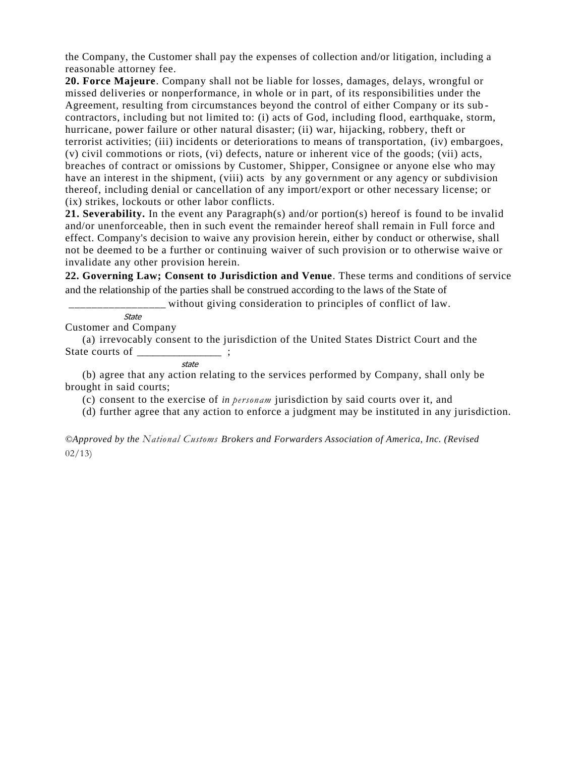the Company, the Customer shall pay the expenses of collection and/or litigation, including a reasonable attorney fee.

**20. Force Majeure**. Company shall not be liable for losses, damages, delays, wrongful or missed deliveries or nonperformance, in whole or in part, of its responsibilities under the Agreement, resulting from circumstances beyond the control of either Company or its sub-contractors, including but not limited to: (i) acts of God, including flood, earthquake, storm, hurricane, power failure or other natural disaster; (ii) war, hijacking, robbery, theft or terrorist activities; (iii) incidents or deteriorations to means of transportation, (iv) embargoes, (v) civil commotions or riots, (vi) defects, nature or inherent vice of the goods; (vii) acts, breaches of contract or omissions by Customer, Shipper, Consignee or anyone else who may have an interest in the shipment, (viii) acts by any government or any agency or subdivision thereof, including denial or cancellation of any import/export or other necessary license; or (ix) strikes, lockouts or other labor conflicts.

**21. Severability.** In the event any Paragraph(s) and/or portion(s) hereof is found to be invalid and/or unenforceable, then in such event the remainder hereof shall remain in Full force and effect. Company's decision to waive any provision herein, either by conduct or otherwise, shall not be deemed to be a further or continuing waiver of such provision or to otherwise waive or invalidate any other provision herein.

**22. Governing Law; Consent to Jurisdiction and Venue**. These terms and conditions of service and the relationship of the parties shall be construed according to the laws of the State of _________________ without giving consideration to principles of conflict of law.

*State*

Customer and Company

(a) irrevocably consent to the jurisdiction of the United States District Court and the State courts of _______________ ;

*state*

(b) agree that any action relating to the services performed by Company, shall only be brought in said courts;

(c) consent to the exercise of *in personam* jurisdiction by said courts over it, and

(d) further agree that any action to enforce a judgment may be instituted in any jurisdiction.

*©Approved by the National Customs Brokers and Forwarders Association of America, Inc. (Revised* 02/13)